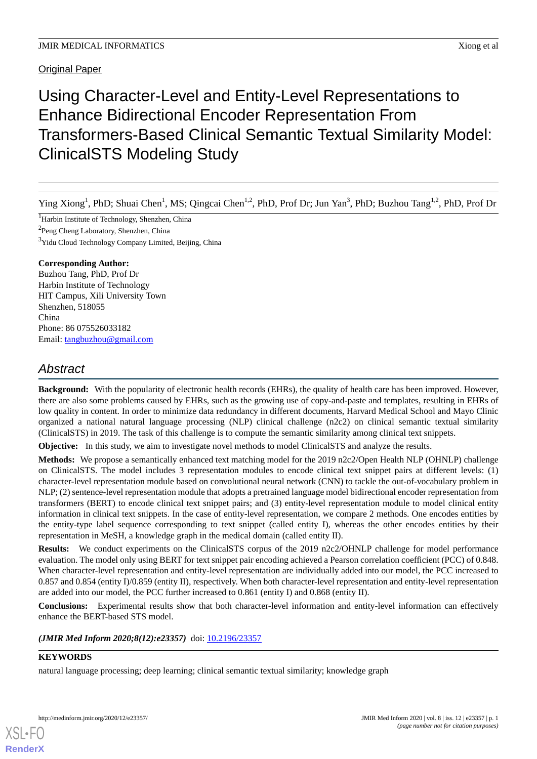Original Paper

# Using Character-Level and Entity-Level Representations to Enhance Bidirectional Encoder Representation From Transformers-Based Clinical Semantic Textual Similarity Model: ClinicalSTS Modeling Study

Ying Xiong[1], PhD; Shuai Chen[1], MS; Qingcai Chen[1,2], PhD, Prof Dr; Jun Yan[3], PhD; Buzhou Tang[1,2], PhD, Prof Dr

[1]Harbin Institute of Technology, Shenzhen, China

[2]Peng Cheng Laboratory, Shenzhen, China

[3]Yidu Cloud Technology Company Limited, Beijing, China

**Corresponding Author:**
Buzhou Tang, PhD, Prof Dr
Harbin Institute of Technology
HIT Campus, Xili University Town
Shenzhen, 518055
China
Phone: 86 075526033182
Email: tangbuzhou@gmail.com

## Abstract

**Background:** With the popularity of electronic health records (EHRs), the quality of health care has been improved. However, there are also some problems caused by EHRs, such as the growing use of copy-and-paste and templates, resulting in EHRs of low quality in content. In order to minimize data redundancy in different documents, Harvard Medical School and Mayo Clinic organized a national natural language processing (NLP) clinical challenge (n2c2) on clinical semantic textual similarity (ClinicalSTS) in 2019. The task of this challenge is to compute the semantic similarity among clinical text snippets.

**Objective:** In this study, we aim to investigate novel methods to model ClinicalSTS and analyze the results.

**Methods:** We propose a semantically enhanced text matching model for the 2019 n2c2/Open Health NLP (OHNLP) challenge on ClinicalSTS. The model includes 3 representation modules to encode clinical text snippet pairs at different levels: (1) character-level representation module based on convolutional neural network (CNN) to tackle the out-of-vocabulary problem in NLP; (2) sentence-level representation module that adopts a pretrained language model bidirectional encoder representation from transformers (BERT) to encode clinical text snippet pairs; and (3) entity-level representation module to model clinical entity information in clinical text snippets. In the case of entity-level representation, we compare 2 methods. One encodes entities by the entity-type label sequence corresponding to text snippet (called entity I), whereas the other encodes entities by their representation in MeSH, a knowledge graph in the medical domain (called entity II).

**Results:** We conduct experiments on the ClinicalSTS corpus of the 2019 n2c2/OHNLP challenge for model performance evaluation. The model only using BERT for text snippet pair encoding achieved a Pearson correlation coefficient (PCC) of 0.848. When character-level representation and entity-level representation are individually added into our model, the PCC increased to 0.857 and 0.854 (entity I)/0.859 (entity II), respectively. When both character-level representation and entity-level representation are added into our model, the PCC further increased to 0.861 (entity I) and 0.868 (entity II).

**Conclusions:** Experimental results show that both character-level information and entity-level information can effectively enhance the BERT-based STS model.

***(JMIR Med Inform 2020;8(12):e23357)*** doi: 10.2196/23357

**KEYWORDS**

natural language processing; deep learning; clinical semantic textual similarity; knowledge graph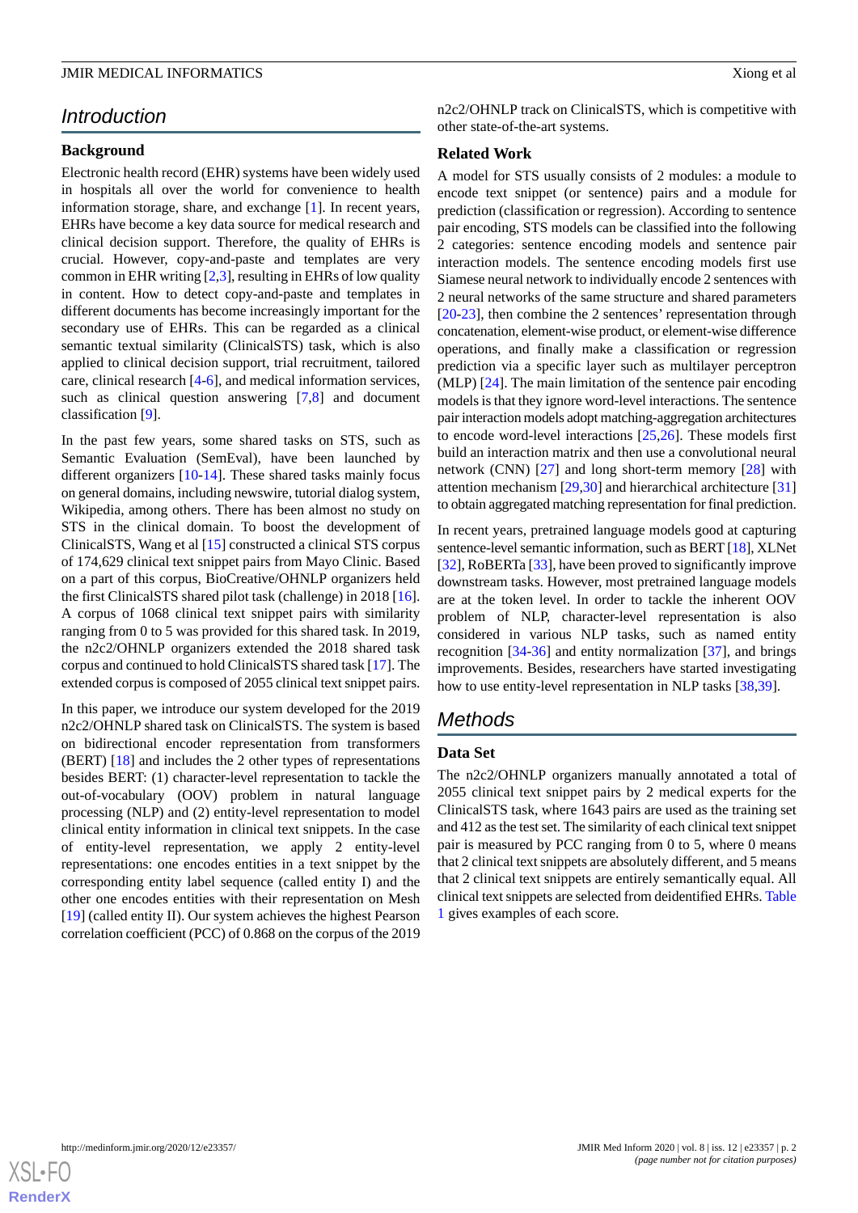## Introduction

### Background

Electronic health record (EHR) systems have been widely used in hospitals all over the world for convenience to health information storage, share, and exchange [1]. In recent years, EHRs have become a key data source for medical research and clinical decision support. Therefore, the quality of EHRs is crucial. However, copy-and-paste and templates are very common in EHR writing [2,3], resulting in EHRs of low quality in content. How to detect copy-and-paste and templates in different documents has become increasingly important for the secondary use of EHRs. This can be regarded as a clinical semantic textual similarity (ClinicalSTS) task, which is also applied to clinical decision support, trial recruitment, tailored care, clinical research [4-6], and medical information services, such as clinical question answering [7,8] and document classification [9].

In the past few years, some shared tasks on STS, such as Semantic Evaluation (SemEval), have been launched by different organizers [10-14]. These shared tasks mainly focus on general domains, including newswire, tutorial dialog system, Wikipedia, among others. There has been almost no study on STS in the clinical domain. To boost the development of ClinicalSTS, Wang et al [15] constructed a clinical STS corpus of 174,629 clinical text snippet pairs from Mayo Clinic. Based on a part of this corpus, BioCreative/OHNLP organizers held the first ClinicalSTS shared pilot task (challenge) in 2018 [16]. A corpus of 1068 clinical text snippet pairs with similarity ranging from 0 to 5 was provided for this shared task. In 2019, the n2c2/OHNLP organizers extended the 2018 shared task corpus and continued to hold ClinicalSTS shared task [17]. The extended corpus is composed of 2055 clinical text snippet pairs.

In this paper, we introduce our system developed for the 2019 n2c2/OHNLP shared task on ClinicalSTS. The system is based on bidirectional encoder representation from transformers (BERT) [18] and includes the 2 other types of representations besides BERT: (1) character-level representation to tackle the out-of-vocabulary (OOV) problem in natural language processing (NLP) and (2) entity-level representation to model clinical entity information in clinical text snippets. In the case of entity-level representation, we apply 2 entity-level representations: one encodes entities in a text snippet by the corresponding entity label sequence (called entity I) and the other one encodes entities with their representation on Mesh [19] (called entity II). Our system achieves the highest Pearson correlation coefficient (PCC) of 0.868 on the corpus of the 2019 n2c2/OHNLP track on ClinicalSTS, which is competitive with other state-of-the-art systems.

### Related Work

A model for STS usually consists of 2 modules: a module to encode text snippet (or sentence) pairs and a module for prediction (classification or regression). According to sentence pair encoding, STS models can be classified into the following 2 categories: sentence encoding models and sentence pair interaction models. The sentence encoding models first use Siamese neural network to individually encode 2 sentences with 2 neural networks of the same structure and shared parameters [20-23], then combine the 2 sentences' representation through concatenation, element-wise product, or element-wise difference operations, and finally make a classification or regression prediction via a specific layer such as multilayer perceptron (MLP) [24]. The main limitation of the sentence pair encoding models is that they ignore word-level interactions. The sentence pair interaction models adopt matching-aggregation architectures to encode word-level interactions [25,26]. These models first build an interaction matrix and then use a convolutional neural network (CNN) [27] and long short-term memory [28] with attention mechanism [29,30] and hierarchical architecture [31] to obtain aggregated matching representation for final prediction.

In recent years, pretrained language models good at capturing sentence-level semantic information, such as BERT [18], XLNet [32], RoBERTa [33], have been proved to significantly improve downstream tasks. However, most pretrained language models are at the token level. In order to tackle the inherent OOV problem of NLP, character-level representation is also considered in various NLP tasks, such as named entity recognition [34-36] and entity normalization [37], and brings improvements. Besides, researchers have started investigating how to use entity-level representation in NLP tasks [38,39].

## Methods

### Data Set

The n2c2/OHNLP organizers manually annotated a total of 2055 clinical text snippet pairs by 2 medical experts for the ClinicalSTS task, where 1643 pairs are used as the training set and 412 as the test set. The similarity of each clinical text snippet pair is measured by PCC ranging from 0 to 5, where 0 means that 2 clinical text snippets are absolutely different, and 5 means that 2 clinical text snippets are entirely semantically equal. All clinical text snippets are selected from deidentified EHRs. Table 1 gives examples of each score.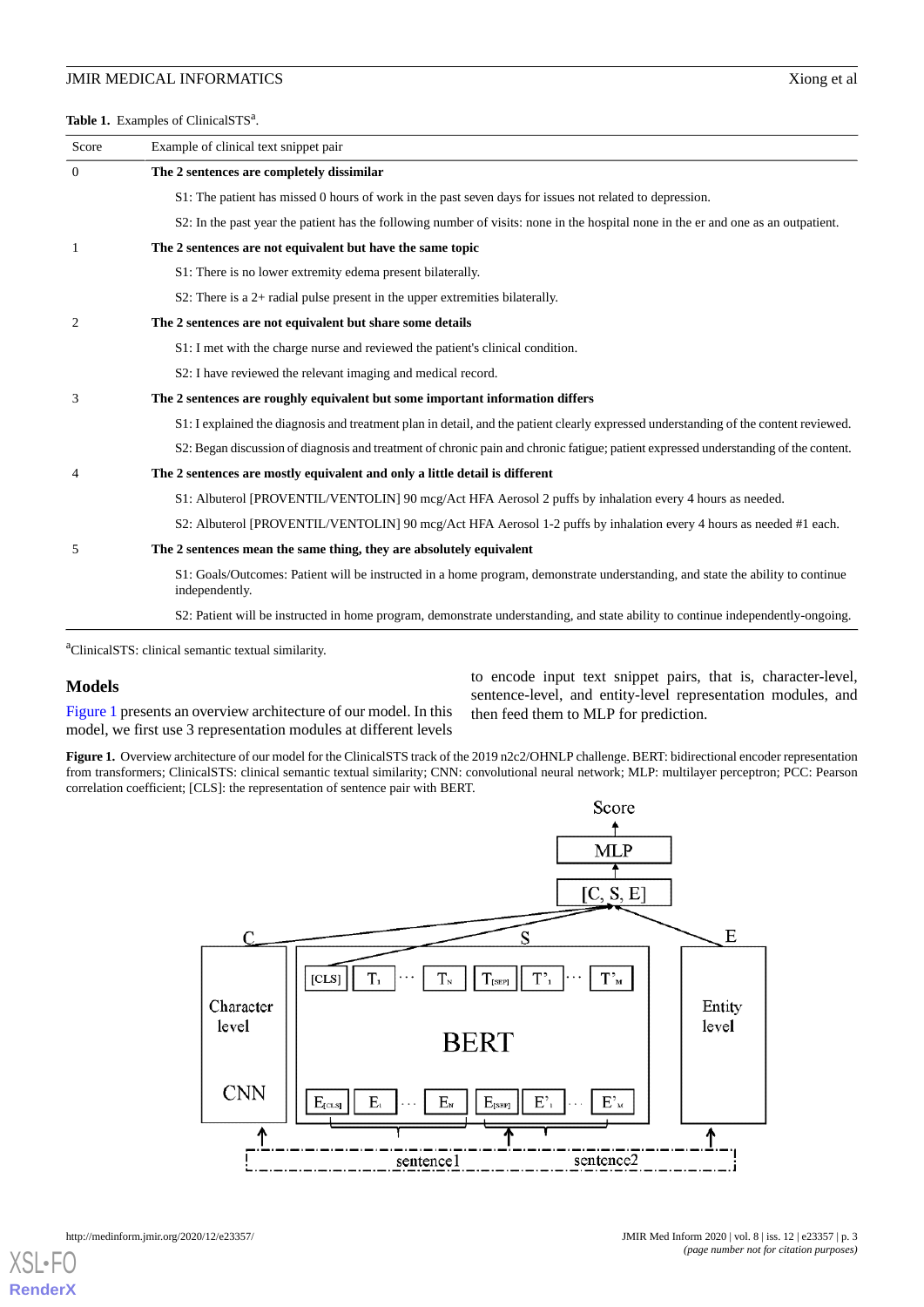**Table 1.** Examples of ClinicalSTS[a].

| Score | Example of clinical text snippet pair |
|---|---|
| 0 | **The 2 sentences are completely dissimilar** |
| | S1: The patient has missed 0 hours of work in the past seven days for issues not related to depression. |
| | S2: In the past year the patient has the following number of visits: none in the hospital none in the er and one as an outpatient. |
| 1 | **The 2 sentences are not equivalent but have the same topic** |
| | S1: There is no lower extremity edema present bilaterally. |
| | S2: There is a 2+ radial pulse present in the upper extremities bilaterally. |
| 2 | **The 2 sentences are not equivalent but share some details** |
| | S1: I met with the charge nurse and reviewed the patient's clinical condition. |
| | S2: I have reviewed the relevant imaging and medical record. |
| 3 | **The 2 sentences are roughly equivalent but some important information differs** |
| | S1: I explained the diagnosis and treatment plan in detail, and the patient clearly expressed understanding of the content reviewed. |
| | S2: Began discussion of diagnosis and treatment of chronic pain and chronic fatigue; patient expressed understanding of the content. |
| 4 | **The 2 sentences are mostly equivalent and only a little detail is different** |
| | S1: Albuterol [PROVENTIL/VENTOLIN] 90 mcg/Act HFA Aerosol 2 puffs by inhalation every 4 hours as needed. |
| | S2: Albuterol [PROVENTIL/VENTOLIN] 90 mcg/Act HFA Aerosol 1-2 puffs by inhalation every 4 hours as needed #1 each. |
| 5 | **The 2 sentences mean the same thing, they are absolutely equivalent** |
| | S1: Goals/Outcomes: Patient will be instructed in a home program, demonstrate understanding, and state the ability to continue independently. |
| | S2: Patient will be instructed in home program, demonstrate understanding, and state ability to continue independently-ongoing. |

[a]ClinicalSTS: clinical semantic textual similarity.

## Models

Figure 1 presents an overview architecture of our model. In this model, we first use 3 representation modules at different levels to encode input text snippet pairs, that is, character-level, sentence-level, and entity-level representation modules, and then feed them to MLP for prediction.

**Figure 1.** Overview architecture of our model for the ClinicalSTS track of the 2019 n2c2/OHNLP challenge. BERT: bidirectional encoder representation from transformers; ClinicalSTS: clinical semantic textual similarity; CNN: convolutional neural network; MLP: multilayer perceptron; PCC: Pearson correlation coefficient; [CLS]: the representation of sentence pair with BERT.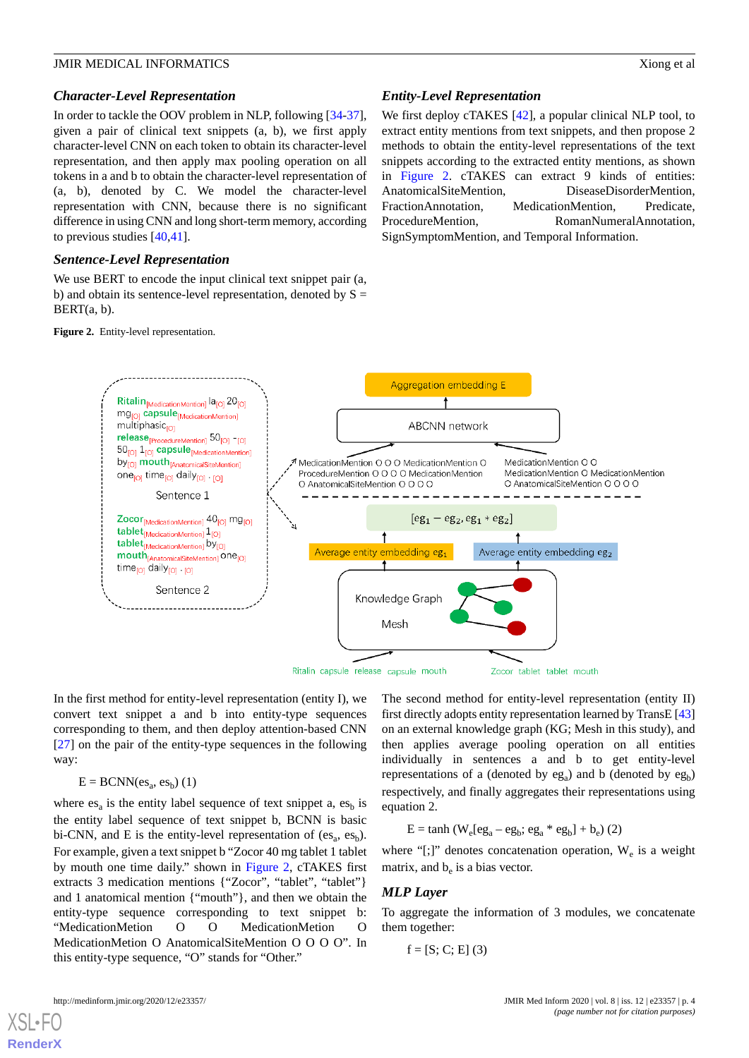### *Character-Level Representation*

In order to tackle the OOV problem in NLP, following [34-37], given a pair of clinical text snippets (a, b), we first apply character-level CNN on each token to obtain its character-level representation, and then apply max pooling operation on all tokens in a and b to obtain the character-level representation of (a, b), denoted by C. We model the character-level representation with CNN, because there is no significant difference in using CNN and long short-term memory, according to previous studies [40,41].

### *Sentence-Level Representation*

We use BERT to encode the input clinical text snippet pair (a, b) and obtain its sentence-level representation, denoted by S = BERT(a, b).

### *Entity-Level Representation*

We first deploy cTAKES [42], a popular clinical NLP tool, to extract entity mentions from text snippets, and then propose 2 methods to obtain the entity-level representations of the text snippets according to the extracted entity mentions, as shown in Figure 2. cTAKES can extract 9 kinds of entities: AnatomicalSiteMention, DiseaseDisorderMention, FractionAnnotation, MedicationMention, Predicate, ProcedureMention, RomanNumeralAnnotation, SignSymptomMention, and Temporal Information.

**Figure 2.** Entity-level representation.

In the first method for entity-level representation (entity I), we convert text snippet a and b into entity-type sequences corresponding to them, and then deploy attention-based CNN [27] on the pair of the entity-type sequences in the following way:

$$E = \text{BCNN}(es_a, es_b) \quad (1)$$

where $es_a$ is the entity label sequence of text snippet a, $es_b$ is the entity label sequence of text snippet b, BCNN is basic bi-CNN, and E is the entity-level representation of ($es_a$, $es_b$). For example, given a text snippet b "Zocor 40 mg tablet 1 tablet by mouth one time daily." shown in Figure 2, cTAKES first extracts 3 medication mentions {"Zocor", "tablet", "tablet"} and 1 anatomical mention {"mouth"}, and then we obtain the entity-type sequence corresponding to text snippet b: "MedicationMetion O O MedicationMetion O MedicationMetion O AnatomicalSiteMention O O O O". In this entity-type sequence, "O" stands for "Other."

The second method for entity-level representation (entity II) first directly adopts entity representation learned by TransE [43] on an external knowledge graph (KG; Mesh in this study), and then applies average pooling operation on all entities individually in sentences a and b to get entity-level representations of a (denoted by $eg_a$) and b (denoted by $eg_b$) respectively, and finally aggregates their representations using equation 2.

$$E = \tanh (W_e[eg_a - eg_b; eg_a * eg_b] + b_e) \quad (2)$$

where "[;]" denotes concatenation operation, $W_e$ is a weight matrix, and $b_e$ is a bias vector.

### *MLP Layer*

To aggregate the information of 3 modules, we concatenate them together:

$$f = [S; C; E] \quad (3)$$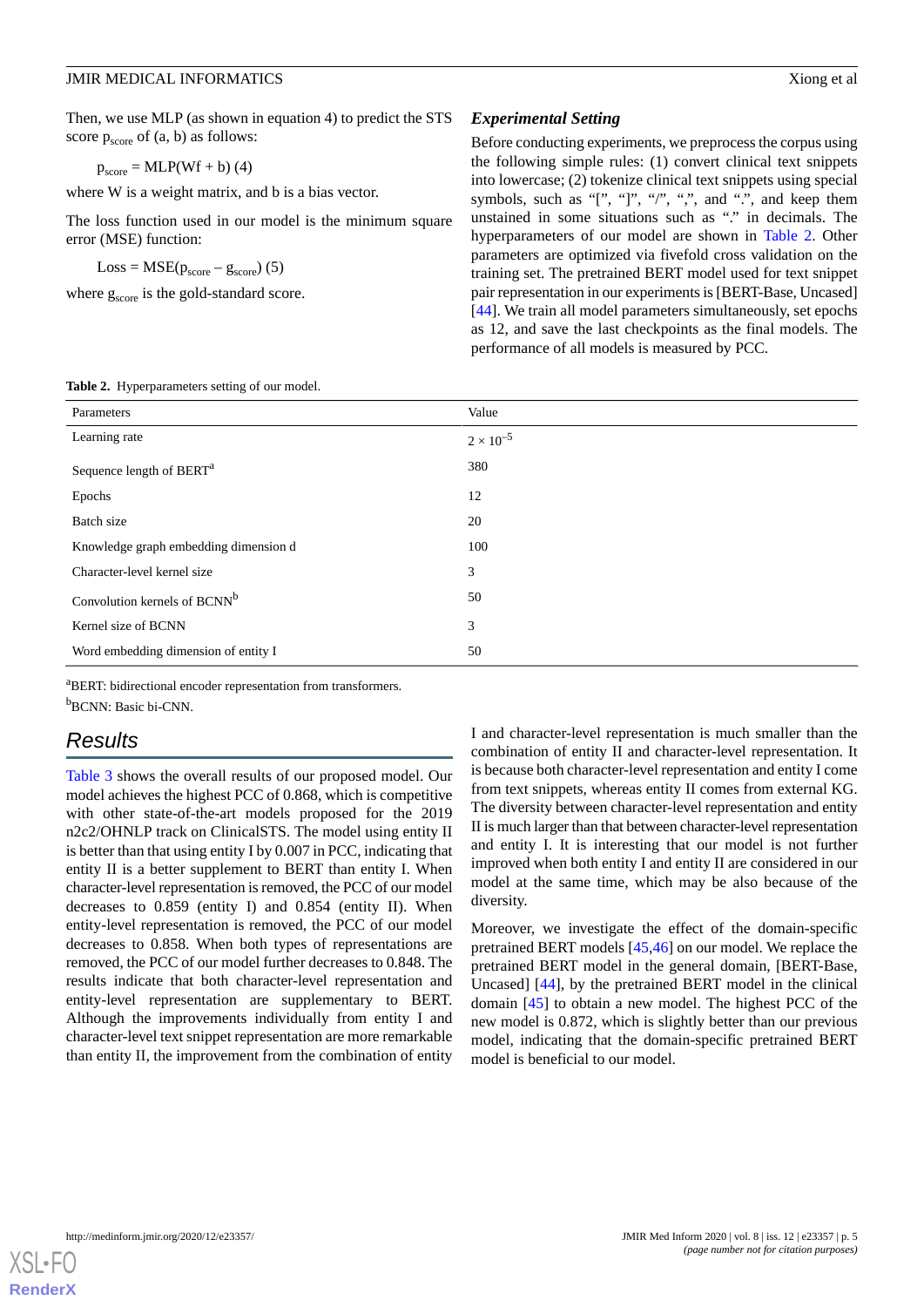Then, we use MLP (as shown in equation 4) to predict the STS score $p_{score}$ of (a, b) as follows:

$$p_{score} = \text{MLP}(Wf + b) \quad (4)$$

where W is a weight matrix, and b is a bias vector.

The loss function used in our model is the minimum square error (MSE) function:

$$\text{Loss} = \text{MSE}(p_{score} - g_{score}) \quad (5)$$

where $g_{score}$ is the gold-standard score.

### *Experimental Setting*

Before conducting experiments, we preprocess the corpus using the following simple rules: (1) convert clinical text snippets into lowercase; (2) tokenize clinical text snippets using special symbols, such as "[", "]", "/", ",", and ".", and keep them unstained in some situations such as "." in decimals. The hyperparameters of our model are shown in Table 2. Other parameters are optimized via fivefold cross validation on the training set. The pretrained BERT model used for text snippet pair representation in our experiments is [BERT-Base, Uncased] [44]. We train all model parameters simultaneously, set epochs as 12, and save the last checkpoints as the final models. The performance of all models is measured by PCC.

**Table 2.** Hyperparameters setting of our model.

| Parameters | Value |
|---|---|
| Learning rate | $2 \times 10^{-5}$ |
| Sequence length of BERT[a] | 380 |
| Epochs | 12 |
| Batch size | 20 |
| Knowledge graph embedding dimension d | 100 |
| Character-level kernel size | 3 |
| Convolution kernels of BCNN[b] | 50 |
| Kernel size of BCNN | 3 |
| Word embedding dimension of entity I | 50 |

[a]BERT: bidirectional encoder representation from transformers.

[b]BCNN: Basic bi-CNN.

## Results

Table 3 shows the overall results of our proposed model. Our model achieves the highest PCC of 0.868, which is competitive with other state-of-the-art models proposed for the 2019 n2c2/OHNLP track on ClinicalSTS. The model using entity II is better than that using entity I by 0.007 in PCC, indicating that entity II is a better supplement to BERT than entity I. When character-level representation is removed, the PCC of our model decreases to 0.859 (entity I) and 0.854 (entity II). When entity-level representation is removed, the PCC of our model decreases to 0.858. When both types of representations are removed, the PCC of our model further decreases to 0.848. The results indicate that both character-level representation and entity-level representation are supplementary to BERT. Although the improvements individually from entity I and character-level text snippet representation are more remarkable than entity II, the improvement from the combination of entity I and character-level representation is much smaller than the combination of entity II and character-level representation. It is because both character-level representation and entity I come from text snippets, whereas entity II comes from external KG. The diversity between character-level representation and entity II is much larger than that between character-level representation and entity I. It is interesting that our model is not further improved when both entity I and entity II are considered in our model at the same time, which may be also because of the diversity.

Moreover, we investigate the effect of the domain-specific pretrained BERT models [45,46] on our model. We replace the pretrained BERT model in the general domain, [BERT-Base, Uncased] [44], by the pretrained BERT model in the clinical domain [45] to obtain a new model. The highest PCC of the new model is 0.872, which is slightly better than our previous model, indicating that the domain-specific pretrained BERT model is beneficial to our model.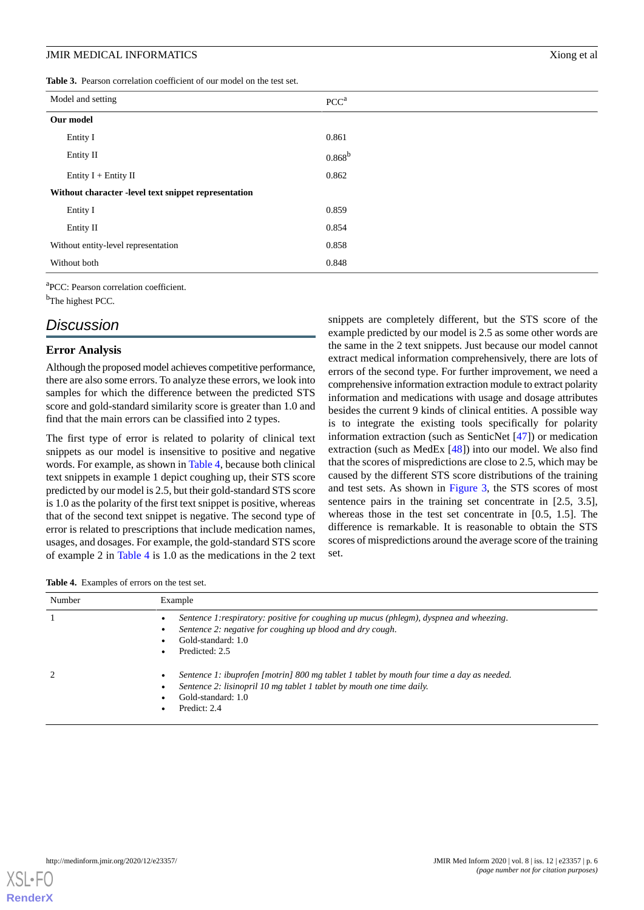**Table 3.** Pearson correlation coefficient of our model on the test set.

| Model and setting | PCC[a] |
|---|---|
| **Our model** | |
| Entity I | 0.861 |
| Entity II | 0.868[b] |
| Entity I + Entity II | 0.862 |
| **Without character -level text snippet representation** | |
| Entity I | 0.859 |
| Entity II | 0.854 |
| Without entity-level representation | 0.858 |
| Without both | 0.848 |

[a]PCC: Pearson correlation coefficient.

[b]The highest PCC.

## Discussion

### Error Analysis

Although the proposed model achieves competitive performance, there are also some errors. To analyze these errors, we look into samples for which the difference between the predicted STS score and gold-standard similarity score is greater than 1.0 and find that the main errors can be classified into 2 types.

The first type of error is related to polarity of clinical text snippets as our model is insensitive to positive and negative words. For example, as shown in Table 4, because both clinical text snippets in example 1 depict coughing up, their STS score predicted by our model is 2.5, but their gold-standard STS score is 1.0 as the polarity of the first text snippet is positive, whereas that of the second text snippet is negative. The second type of error is related to prescriptions that include medication names, usages, and dosages. For example, the gold-standard STS score of example 2 in Table 4 is 1.0 as the medications in the 2 text snippets are completely different, but the STS score of the example predicted by our model is 2.5 as some other words are the same in the 2 text snippets. Just because our model cannot extract medical information comprehensively, there are lots of errors of the second type. For further improvement, we need a comprehensive information extraction module to extract polarity information and medications with usage and dosage attributes besides the current 9 kinds of clinical entities. A possible way is to integrate the existing tools specifically for polarity information extraction (such as SenticNet [47]) or medication extraction (such as MedEx [48]) into our model. We also find that the scores of mispredictions are close to 2.5, which may be caused by the different STS score distributions of the training and test sets. As shown in Figure 3, the STS scores of most sentence pairs in the training set concentrate in [2.5, 3.5], whereas those in the test set concentrate in [0.5, 1.5]. The difference is remarkable. It is reasonable to obtain the STS scores of mispredictions around the average score of the training set.

**Table 4.** Examples of errors on the test set.

| Number | Example |
|---|---|
| 1 | • *Sentence 1:respiratory: positive for coughing up mucus (phlegm), dyspnea and wheezing.* • *Sentence 2: negative for coughing up blood and dry cough.* • Gold-standard: 1.0 • Predicted: 2.5 |
| 2 | • *Sentence 1: ibuprofen [motrin] 800 mg tablet 1 tablet by mouth four time a day as needed.* • *Sentence 2: lisinopril 10 mg tablet 1 tablet by mouth one time daily.* • Gold-standard: 1.0 • Predict: 2.4 |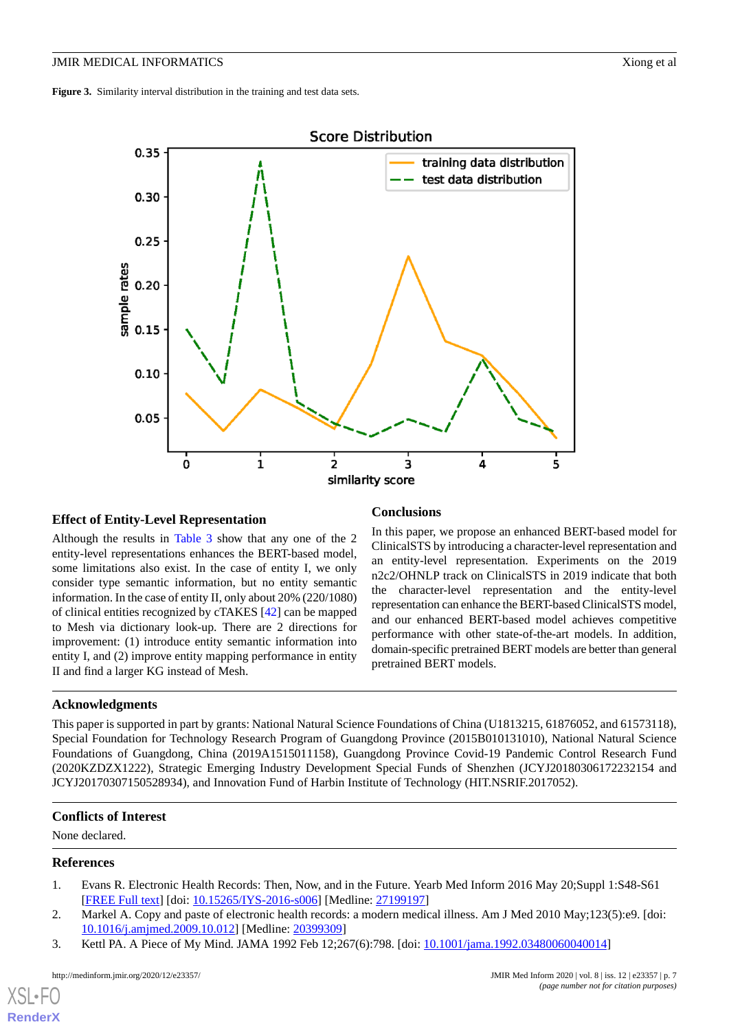**Figure 3.** Similarity interval distribution in the training and test data sets.

### Effect of Entity-Level Representation

Although the results in Table 3 show that any one of the 2 entity-level representations enhances the BERT-based model, some limitations also exist. In the case of entity I, we only consider type semantic information, but no entity semantic information. In the case of entity II, only about 20% (220/1080) of clinical entities recognized by cTAKES [42] can be mapped to Mesh via dictionary look-up. There are 2 directions for improvement: (1) introduce entity semantic information into entity I, and (2) improve entity mapping performance in entity II and find a larger KG instead of Mesh.

### Conclusions

In this paper, we propose an enhanced BERT-based model for ClinicalSTS by introducing a character-level representation and an entity-level representation. Experiments on the 2019 n2c2/OHNLP track on ClinicalSTS in 2019 indicate that both the character-level representation and the entity-level representation can enhance the BERT-based ClinicalSTS model, and our enhanced BERT-based model achieves competitive performance with other state-of-the-art models. In addition, domain-specific pretrained BERT models are better than general pretrained BERT models.

## Acknowledgments

This paper is supported in part by grants: National Natural Science Foundations of China (U1813215, 61876052, and 61573118), Special Foundation for Technology Research Program of Guangdong Province (2015B010131010), National Natural Science Foundations of Guangdong, China (2019A1515011158), Guangdong Province Covid-19 Pandemic Control Research Fund (2020KZDZX1222), Strategic Emerging Industry Development Special Funds of Shenzhen (JCYJ20180306172232154 and JCYJ20170307150528934), and Innovation Fund of Harbin Institute of Technology (HIT.NSRIF.2017052).

## Conflicts of Interest

None declared.

## References

1. Evans R. Electronic Health Records: Then, Now, and in the Future. Yearb Med Inform 2016 May 20;Suppl 1:S48-S61 [FREE Full text] [doi: 10.15265/IYS-2016-s006] [Medline: 27199197]
2. Markel A. Copy and paste of electronic health records: a modern medical illness. Am J Med 2010 May;123(5):e9. [doi: 10.1016/j.amjmed.2009.10.012] [Medline: 20399309]
3. Kettl PA. A Piece of My Mind. JAMA 1992 Feb 12;267(6):798. [doi: 10.1001/jama.1992.03480060040014]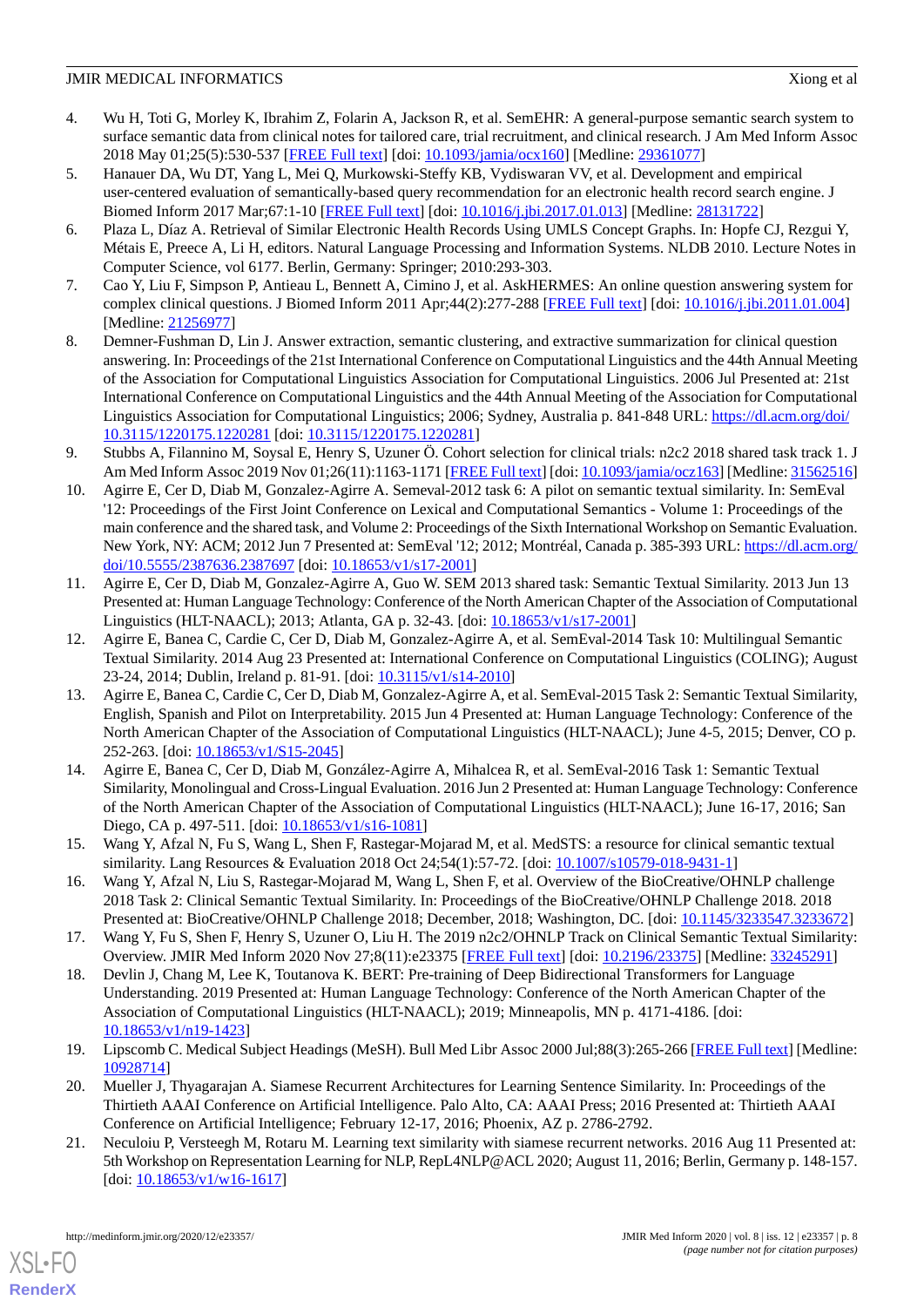4. Wu H, Toti G, Morley K, Ibrahim Z, Folarin A, Jackson R, et al. SemEHR: A general-purpose semantic search system to surface semantic data from clinical notes for tailored care, trial recruitment, and clinical research. J Am Med Inform Assoc 2018 May 01;25(5):530-537 [FREE Full text] [doi: 10.1093/jamia/ocx160] [Medline: 29361077]
5. Hanauer DA, Wu DT, Yang L, Mei Q, Murkowski-Steffy KB, Vydiswaran VV, et al. Development and empirical user-centered evaluation of semantically-based query recommendation for an electronic health record search engine. J Biomed Inform 2017 Mar;67:1-10 [FREE Full text] [doi: 10.1016/j.jbi.2017.01.013] [Medline: 28131722]
6. Plaza L, Díaz A. Retrieval of Similar Electronic Health Records Using UMLS Concept Graphs. In: Hopfe CJ, Rezgui Y, Métais E, Preece A, Li H, editors. Natural Language Processing and Information Systems. NLDB 2010. Lecture Notes in Computer Science, vol 6177. Berlin, Germany: Springer; 2010:293-303.
7. Cao Y, Liu F, Simpson P, Antieau L, Bennett A, Cimino J, et al. AskHERMES: An online question answering system for complex clinical questions. J Biomed Inform 2011 Apr;44(2):277-288 [FREE Full text] [doi: 10.1016/j.jbi.2011.01.004] [Medline: 21256977]
8. Demner-Fushman D, Lin J. Answer extraction, semantic clustering, and extractive summarization for clinical question answering. In: Proceedings of the 21st International Conference on Computational Linguistics and the 44th Annual Meeting of the Association for Computational Linguistics Association for Computational Linguistics. 2006 Jul Presented at: 21st International Conference on Computational Linguistics and the 44th Annual Meeting of the Association for Computational Linguistics Association for Computational Linguistics; 2006; Sydney, Australia p. 841-848 URL: https://dl.acm.org/doi/10.3115/1220175.1220281 [doi: 10.3115/1220175.1220281]
9. Stubbs A, Filannino M, Soysal E, Henry S, Uzuner Ö. Cohort selection for clinical trials: n2c2 2018 shared task track 1. J Am Med Inform Assoc 2019 Nov 01;26(11):1163-1171 [FREE Full text] [doi: 10.1093/jamia/ocz163] [Medline: 31562516]
10. Agirre E, Cer D, Diab M, Gonzalez-Agirre A. Semeval-2012 task 6: A pilot on semantic textual similarity. In: SemEval '12: Proceedings of the First Joint Conference on Lexical and Computational Semantics - Volume 1: Proceedings of the main conference and the shared task, and Volume 2: Proceedings of the Sixth International Workshop on Semantic Evaluation. New York, NY: ACM; 2012 Jun 7 Presented at: SemEval '12; 2012; Montréal, Canada p. 385-393 URL: https://dl.acm.org/doi/10.5555/2387636.2387697 [doi: 10.18653/v1/s17-2001]
11. Agirre E, Cer D, Diab M, Gonzalez-Agirre A, Guo W. SEM 2013 shared task: Semantic Textual Similarity. 2013 Jun 13 Presented at: Human Language Technology: Conference of the North American Chapter of the Association of Computational Linguistics (HLT-NAACL); 2013; Atlanta, GA p. 32-43. [doi: 10.18653/v1/s17-2001]
12. Agirre E, Banea C, Cardie C, Cer D, Diab M, Gonzalez-Agirre A, et al. SemEval-2014 Task 10: Multilingual Semantic Textual Similarity. 2014 Aug 23 Presented at: International Conference on Computational Linguistics (COLING); August 23-24, 2014; Dublin, Ireland p. 81-91. [doi: 10.3115/v1/s14-2010]
13. Agirre E, Banea C, Cardie C, Cer D, Diab M, Gonzalez-Agirre A, et al. SemEval-2015 Task 2: Semantic Textual Similarity, English, Spanish and Pilot on Interpretability. 2015 Jun 4 Presented at: Human Language Technology: Conference of the North American Chapter of the Association of Computational Linguistics (HLT-NAACL); June 4-5, 2015; Denver, CO p. 252-263. [doi: 10.18653/v1/S15-2045]
14. Agirre E, Banea C, Cer D, Diab M, González-Agirre A, Mihalcea R, et al. SemEval-2016 Task 1: Semantic Textual Similarity, Monolingual and Cross-Lingual Evaluation. 2016 Jun 2 Presented at: Human Language Technology: Conference of the North American Chapter of the Association of Computational Linguistics (HLT-NAACL); June 16-17, 2016; San Diego, CA p. 497-511. [doi: 10.18653/v1/s16-1081]
15. Wang Y, Afzal N, Fu S, Wang L, Shen F, Rastegar-Mojarad M, et al. MedSTS: a resource for clinical semantic textual similarity. Lang Resources & Evaluation 2018 Oct 24;54(1):57-72. [doi: 10.1007/s10579-018-9431-1]
16. Wang Y, Afzal N, Liu S, Rastegar-Mojarad M, Wang L, Shen F, et al. Overview of the BioCreative/OHNLP challenge 2018 Task 2: Clinical Semantic Textual Similarity. In: Proceedings of the BioCreative/OHNLP Challenge 2018. 2018 Presented at: BioCreative/OHNLP Challenge 2018; December, 2018; Washington, DC. [doi: 10.1145/3233547.3233672]
17. Wang Y, Fu S, Shen F, Henry S, Uzuner O, Liu H. The 2019 n2c2/OHNLP Track on Clinical Semantic Textual Similarity: Overview. JMIR Med Inform 2020 Nov 27;8(11):e23375 [FREE Full text] [doi: 10.2196/23375] [Medline: 33245291]
18. Devlin J, Chang M, Lee K, Toutanova K. BERT: Pre-training of Deep Bidirectional Transformers for Language Understanding. 2019 Presented at: Human Language Technology: Conference of the North American Chapter of the Association of Computational Linguistics (HLT-NAACL); 2019; Minneapolis, MN p. 4171-4186. [doi: 10.18653/v1/n19-1423]
19. Lipscomb C. Medical Subject Headings (MeSH). Bull Med Libr Assoc 2000 Jul;88(3):265-266 [FREE Full text] [Medline: 10928714]
20. Mueller J, Thyagarajan A. Siamese Recurrent Architectures for Learning Sentence Similarity. In: Proceedings of the Thirtieth AAAI Conference on Artificial Intelligence. Palo Alto, CA: AAAI Press; 2016 Presented at: Thirtieth AAAI Conference on Artificial Intelligence; February 12-17, 2016; Phoenix, AZ p. 2786-2792.
21. Neculoiu P, Versteegh M, Rotaru M. Learning text similarity with siamese recurrent networks. 2016 Aug 11 Presented at: 5th Workshop on Representation Learning for NLP, RepL4NLP@ACL 2020; August 11, 2016; Berlin, Germany p. 148-157. [doi: 10.18653/v1/w16-1617]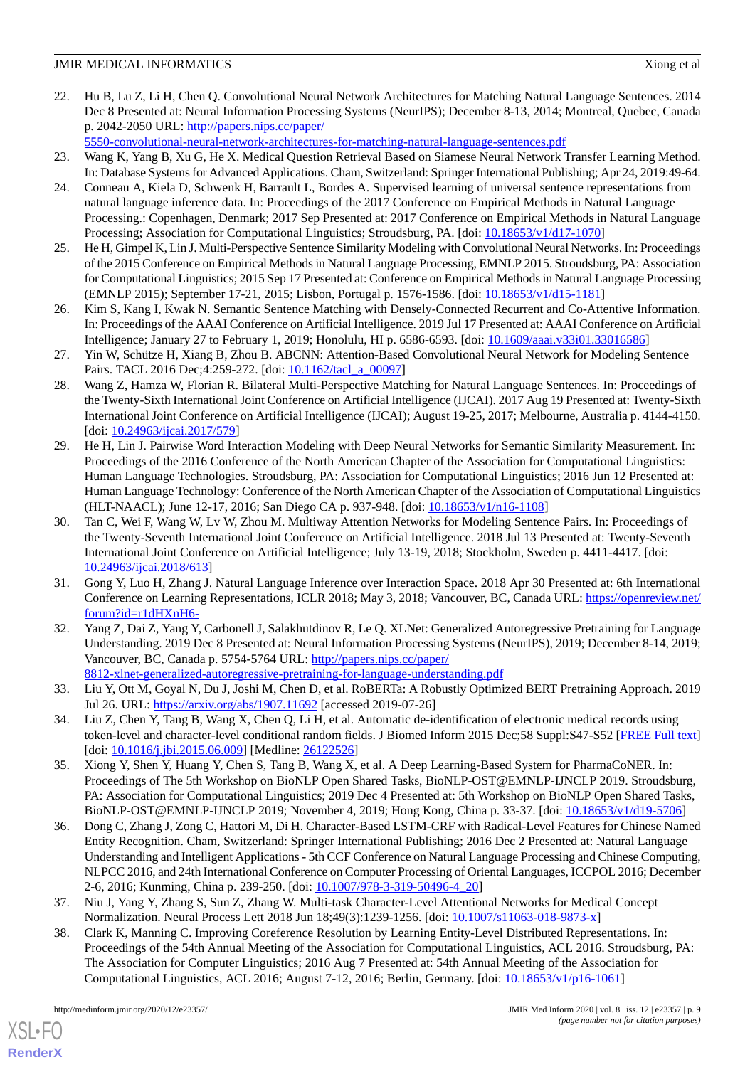22. Hu B, Lu Z, Li H, Chen Q. Convolutional Neural Network Architectures for Matching Natural Language Sentences. 2014 Dec 8 Presented at: Neural Information Processing Systems (NeurIPS); December 8-13, 2014; Montreal, Quebec, Canada p. 2042-2050 URL: http://papers.nips.cc/paper/5550-convolutional-neural-network-architectures-for-matching-natural-language-sentences.pdf
23. Wang K, Yang B, Xu G, He X. Medical Question Retrieval Based on Siamese Neural Network Transfer Learning Method. In: Database Systems for Advanced Applications. Cham, Switzerland: Springer International Publishing; Apr 24, 2019:49-64.
24. Conneau A, Kiela D, Schwenk H, Barrault L, Bordes A. Supervised learning of universal sentence representations from natural language inference data. In: Proceedings of the 2017 Conference on Empirical Methods in Natural Language Processing.: Copenhagen, Denmark; 2017 Sep Presented at: 2017 Conference on Empirical Methods in Natural Language Processing; Association for Computational Linguistics; Stroudsburg, PA. [doi: 10.18653/v1/d17-1070]
25. He H, Gimpel K, Lin J. Multi-Perspective Sentence Similarity Modeling with Convolutional Neural Networks. In: Proceedings of the 2015 Conference on Empirical Methods in Natural Language Processing, EMNLP 2015. Stroudsburg, PA: Association for Computational Linguistics; 2015 Sep 17 Presented at: Conference on Empirical Methods in Natural Language Processing (EMNLP 2015); September 17-21, 2015; Lisbon, Portugal p. 1576-1586. [doi: 10.18653/v1/d15-1181]
26. Kim S, Kang I, Kwak N. Semantic Sentence Matching with Densely-Connected Recurrent and Co-Attentive Information. In: Proceedings of the AAAI Conference on Artificial Intelligence. 2019 Jul 17 Presented at: AAAI Conference on Artificial Intelligence; January 27 to February 1, 2019; Honolulu, HI p. 6586-6593. [doi: 10.1609/aaai.v33i01.33016586]
27. Yin W, Schütze H, Xiang B, Zhou B. ABCNN: Attention-Based Convolutional Neural Network for Modeling Sentence Pairs. TACL 2016 Dec;4:259-272. [doi: 10.1162/tacl_a_00097]
28. Wang Z, Hamza W, Florian R. Bilateral Multi-Perspective Matching for Natural Language Sentences. In: Proceedings of the Twenty-Sixth International Joint Conference on Artificial Intelligence (IJCAI). 2017 Aug 19 Presented at: Twenty-Sixth International Joint Conference on Artificial Intelligence (IJCAI); August 19-25, 2017; Melbourne, Australia p. 4144-4150. [doi: 10.24963/ijcai.2017/579]
29. He H, Lin J. Pairwise Word Interaction Modeling with Deep Neural Networks for Semantic Similarity Measurement. In: Proceedings of the 2016 Conference of the North American Chapter of the Association for Computational Linguistics: Human Language Technologies. Stroudsburg, PA: Association for Computational Linguistics; 2016 Jun 12 Presented at: Human Language Technology: Conference of the North American Chapter of the Association of Computational Linguistics (HLT-NAACL); June 12-17, 2016; San Diego CA p. 937-948. [doi: 10.18653/v1/n16-1108]
30. Tan C, Wei F, Wang W, Lv W, Zhou M. Multiway Attention Networks for Modeling Sentence Pairs. In: Proceedings of the Twenty-Seventh International Joint Conference on Artificial Intelligence. 2018 Jul 13 Presented at: Twenty-Seventh International Joint Conference on Artificial Intelligence; July 13-19, 2018; Stockholm, Sweden p. 4411-4417. [doi: 10.24963/ijcai.2018/613]
31. Gong Y, Luo H, Zhang J. Natural Language Inference over Interaction Space. 2018 Apr 30 Presented at: 6th International Conference on Learning Representations, ICLR 2018; May 3, 2018; Vancouver, BC, Canada URL: https://openreview.net/forum?id=r1dHXnH6-
32. Yang Z, Dai Z, Yang Y, Carbonell J, Salakhutdinov R, Le Q. XLNet: Generalized Autoregressive Pretraining for Language Understanding. 2019 Dec 8 Presented at: Neural Information Processing Systems (NeurIPS), 2019; December 8-14, 2019; Vancouver, BC, Canada p. 5754-5764 URL: http://papers.nips.cc/paper/8812-xlnet-generalized-autoregressive-pretraining-for-language-understanding.pdf
33. Liu Y, Ott M, Goyal N, Du J, Joshi M, Chen D, et al. RoBERTa: A Robustly Optimized BERT Pretraining Approach. 2019 Jul 26. URL: https://arxiv.org/abs/1907.11692 [accessed 2019-07-26]
34. Liu Z, Chen Y, Tang B, Wang X, Chen Q, Li H, et al. Automatic de-identification of electronic medical records using token-level and character-level conditional random fields. J Biomed Inform 2015 Dec;58 Suppl:S47-S52 [FREE Full text] [doi: 10.1016/j.jbi.2015.06.009] [Medline: 26122526]
35. Xiong Y, Shen Y, Huang Y, Chen S, Tang B, Wang X, et al. A Deep Learning-Based System for PharmaCoNER. In: Proceedings of The 5th Workshop on BioNLP Open Shared Tasks, BioNLP-OST@EMNLP-IJNCLP 2019. Stroudsburg, PA: Association for Computational Linguistics; 2019 Dec 4 Presented at: 5th Workshop on BioNLP Open Shared Tasks, BioNLP-OST@EMNLP-IJNCLP 2019; November 4, 2019; Hong Kong, China p. 33-37. [doi: 10.18653/v1/d19-5706]
36. Dong C, Zhang J, Zong C, Hattori M, Di H. Character-Based LSTM-CRF with Radical-Level Features for Chinese Named Entity Recognition. Cham, Switzerland: Springer International Publishing; 2016 Dec 2 Presented at: Natural Language Understanding and Intelligent Applications - 5th CCF Conference on Natural Language Processing and Chinese Computing, NLPCC 2016, and 24th International Conference on Computer Processing of Oriental Languages, ICCPOL 2016; December 2-6, 2016; Kunming, China p. 239-250. [doi: 10.1007/978-3-319-50496-4_20]
37. Niu J, Yang Y, Zhang S, Sun Z, Zhang W. Multi-task Character-Level Attentional Networks for Medical Concept Normalization. Neural Process Lett 2018 Jun 18;49(3):1239-1256. [doi: 10.1007/s11063-018-9873-x]
38. Clark K, Manning C. Improving Coreference Resolution by Learning Entity-Level Distributed Representations. In: Proceedings of the 54th Annual Meeting of the Association for Computational Linguistics, ACL 2016. Stroudsburg, PA: The Association for Computer Linguistics; 2016 Aug 7 Presented at: 54th Annual Meeting of the Association for Computational Linguistics, ACL 2016; August 7-12, 2016; Berlin, Germany. [doi: 10.18653/v1/p16-1061]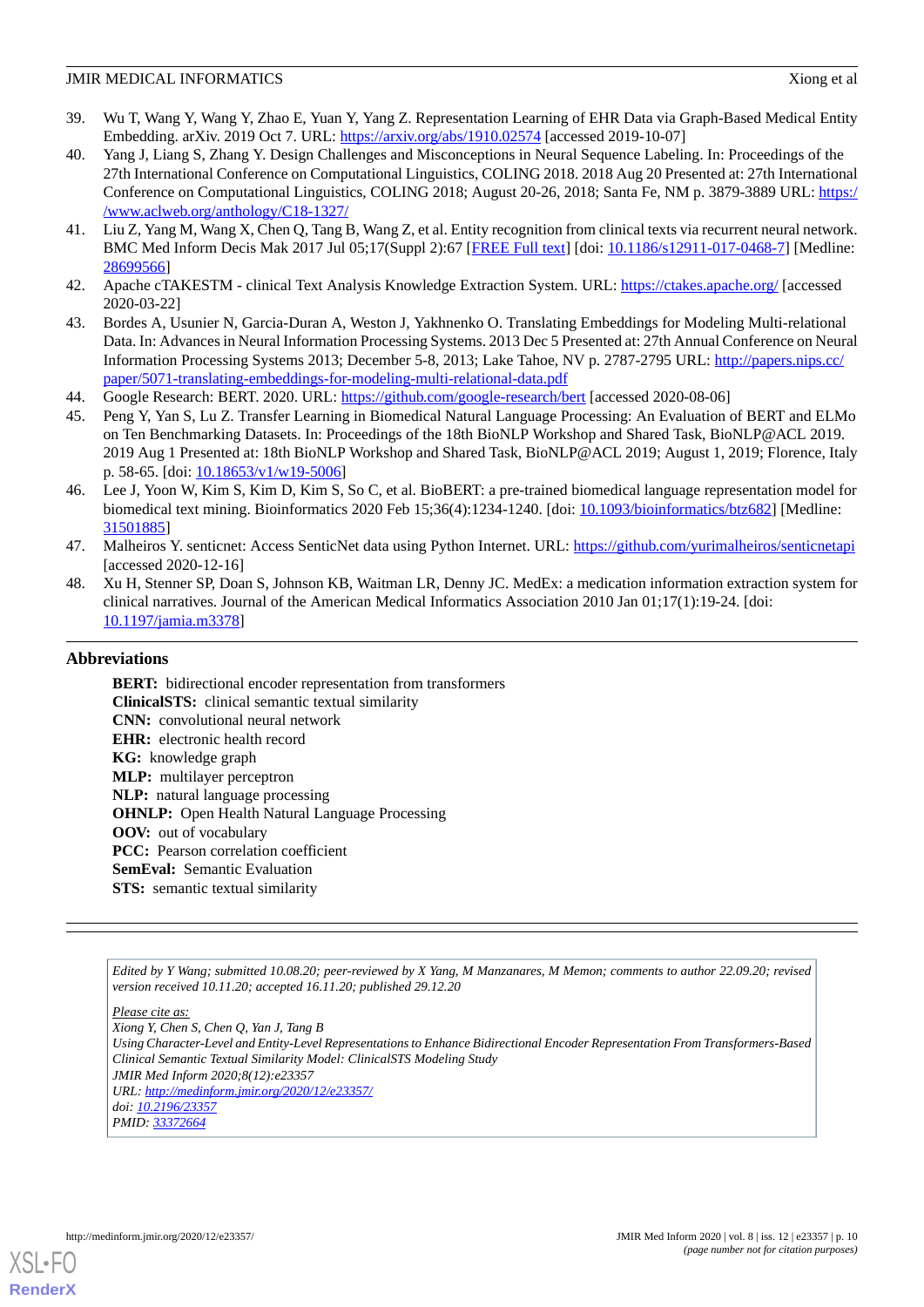39. Wu T, Wang Y, Wang Y, Zhao E, Yuan Y, Yang Z. Representation Learning of EHR Data via Graph-Based Medical Entity Embedding. arXiv. 2019 Oct 7. URL: https://arxiv.org/abs/1910.02574 [accessed 2019-10-07]
40. Yang J, Liang S, Zhang Y. Design Challenges and Misconceptions in Neural Sequence Labeling. In: Proceedings of the 27th International Conference on Computational Linguistics, COLING 2018. 2018 Aug 20 Presented at: 27th International Conference on Computational Linguistics, COLING 2018; August 20-26, 2018; Santa Fe, NM p. 3879-3889 URL: https://www.aclweb.org/anthology/C18-1327/
41. Liu Z, Yang M, Wang X, Chen Q, Tang B, Wang Z, et al. Entity recognition from clinical texts via recurrent neural network. BMC Med Inform Decis Mak 2017 Jul 05;17(Suppl 2):67 [FREE Full text] [doi: 10.1186/s12911-017-0468-7] [Medline: 28699566]
42. Apache cTAKESTM - clinical Text Analysis Knowledge Extraction System. URL: https://ctakes.apache.org/ [accessed 2020-03-22]
43. Bordes A, Usunier N, Garcia-Duran A, Weston J, Yakhnenko O. Translating Embeddings for Modeling Multi-relational Data. In: Advances in Neural Information Processing Systems. 2013 Dec 5 Presented at: 27th Annual Conference on Neural Information Processing Systems 2013; December 5-8, 2013; Lake Tahoe, NV p. 2787-2795 URL: http://papers.nips.cc/paper/5071-translating-embeddings-for-modeling-multi-relational-data.pdf
44. Google Research: BERT. 2020. URL: https://github.com/google-research/bert [accessed 2020-08-06]
45. Peng Y, Yan S, Lu Z. Transfer Learning in Biomedical Natural Language Processing: An Evaluation of BERT and ELMo on Ten Benchmarking Datasets. In: Proceedings of the 18th BioNLP Workshop and Shared Task, BioNLP@ACL 2019. 2019 Aug 1 Presented at: 18th BioNLP Workshop and Shared Task, BioNLP@ACL 2019; August 1, 2019; Florence, Italy p. 58-65. [doi: 10.18653/v1/w19-5006]
46. Lee J, Yoon W, Kim S, Kim D, Kim S, So C, et al. BioBERT: a pre-trained biomedical language representation model for biomedical text mining. Bioinformatics 2020 Feb 15;36(4):1234-1240. [doi: 10.1093/bioinformatics/btz682] [Medline: 31501885]
47. Malheiros Y. senticnet: Access SenticNet data using Python Internet. URL: https://github.com/yurimalheiros/senticnetapi [accessed 2020-12-16]
48. Xu H, Stenner SP, Doan S, Johnson KB, Waitman LR, Denny JC. MedEx: a medication information extraction system for clinical narratives. Journal of the American Medical Informatics Association 2010 Jan 01;17(1):19-24. [doi: 10.1197/jamia.m3378]

## Abbreviations

**BERT:** bidirectional encoder representation from transformers
**ClinicalSTS:** clinical semantic textual similarity
**CNN:** convolutional neural network
**EHR:** electronic health record
**KG:** knowledge graph
**MLP:** multilayer perceptron
**NLP:** natural language processing
**OHNLP:** Open Health Natural Language Processing
**OOV:** out of vocabulary
**PCC:** Pearson correlation coefficient
**SemEval:** Semantic Evaluation
**STS:** semantic textual similarity

*Edited by Y Wang; submitted 10.08.20; peer-reviewed by X Yang, M Manzanares, M Memon; comments to author 22.09.20; revised version received 10.11.20; accepted 16.11.20; published 29.12.20*

*Please cite as:*
*Xiong Y, Chen S, Chen Q, Yan J, Tang B*
*Using Character-Level and Entity-Level Representations to Enhance Bidirectional Encoder Representation From Transformers-Based Clinical Semantic Textual Similarity Model: ClinicalSTS Modeling Study*
*JMIR Med Inform 2020;8(12):e23357*
*URL: http://medinform.jmir.org/2020/12/e23357/*
*doi: 10.2196/23357*
*PMID: 33372664*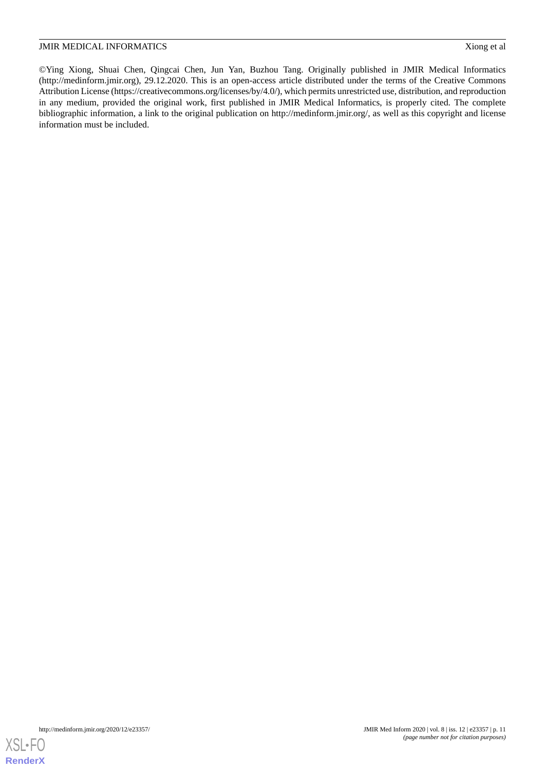©Ying Xiong, Shuai Chen, Qingcai Chen, Jun Yan, Buzhou Tang. Originally published in JMIR Medical Informatics (http://medinform.jmir.org), 29.12.2020. This is an open-access article distributed under the terms of the Creative Commons Attribution License (https://creativecommons.org/licenses/by/4.0/), which permits unrestricted use, distribution, and reproduction in any medium, provided the original work, first published in JMIR Medical Informatics, is properly cited. The complete bibliographic information, a link to the original publication on http://medinform.jmir.org/, as well as this copyright and license information must be included.